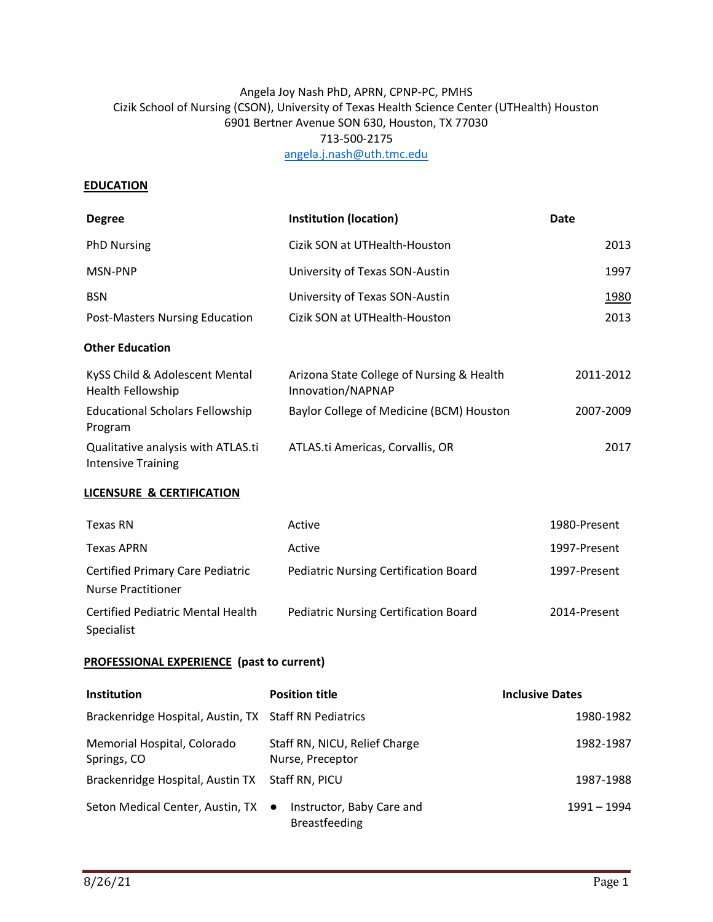Angela Joy Nash PhD, APRN, CPNP-PC, PMHS
Cizik School of Nursing (CSON), University of Texas Health Science Center (UTHealth) Houston
6901 Bertner Avenue SON 630, Houston, TX 77030
713-500-2175
angela.j.nash@uth.tmc.edu

## EDUCATION

| Degree | Institution (location) | Date |
|---|---|---|
| PhD Nursing | Cizik SON at UTHealth-Houston | 2013 |
| MSN-PNP | University of Texas SON-Austin | 1997 |
| BSN | University of Texas SON-Austin | 1980 |
| Post-Masters Nursing Education | Cizik SON at UTHealth-Houston | 2013 |

### Other Education

| | | |
|---|---|---|
| KySS Child & Adolescent Mental Health Fellowship | Arizona State College of Nursing & Health Innovation/NAPNAP | 2011-2012 |
| Educational Scholars Fellowship Program | Baylor College of Medicine (BCM) Houston | 2007-2009 |
| Qualitative analysis with ATLAS.ti Intensive Training | ATLAS.ti Americas, Corvallis, OR | 2017 |

## LICENSURE & CERTIFICATION

| | | |
|---|---|---|
| Texas RN | Active | 1980-Present |
| Texas APRN | Active | 1997-Present |
| Certified Primary Care Pediatric Nurse Practitioner | Pediatric Nursing Certification Board | 1997-Present |
| Certified Pediatric Mental Health Specialist | Pediatric Nursing Certification Board | 2014-Present |

## PROFESSIONAL EXPERIENCE (past to current)

| Institution | Position title | Inclusive Dates |
|---|---|---|
| Brackenridge Hospital, Austin, TX | Staff RN Pediatrics | 1980-1982 |
| Memorial Hospital, Colorado Springs, CO | Staff RN, NICU, Relief Charge Nurse, Preceptor | 1982-1987 |
| Brackenridge Hospital, Austin TX | Staff RN, PICU | 1987-1988 |
| Seton Medical Center, Austin, TX | • Instructor, Baby Care and Breastfeeding | 1991 – 1994 |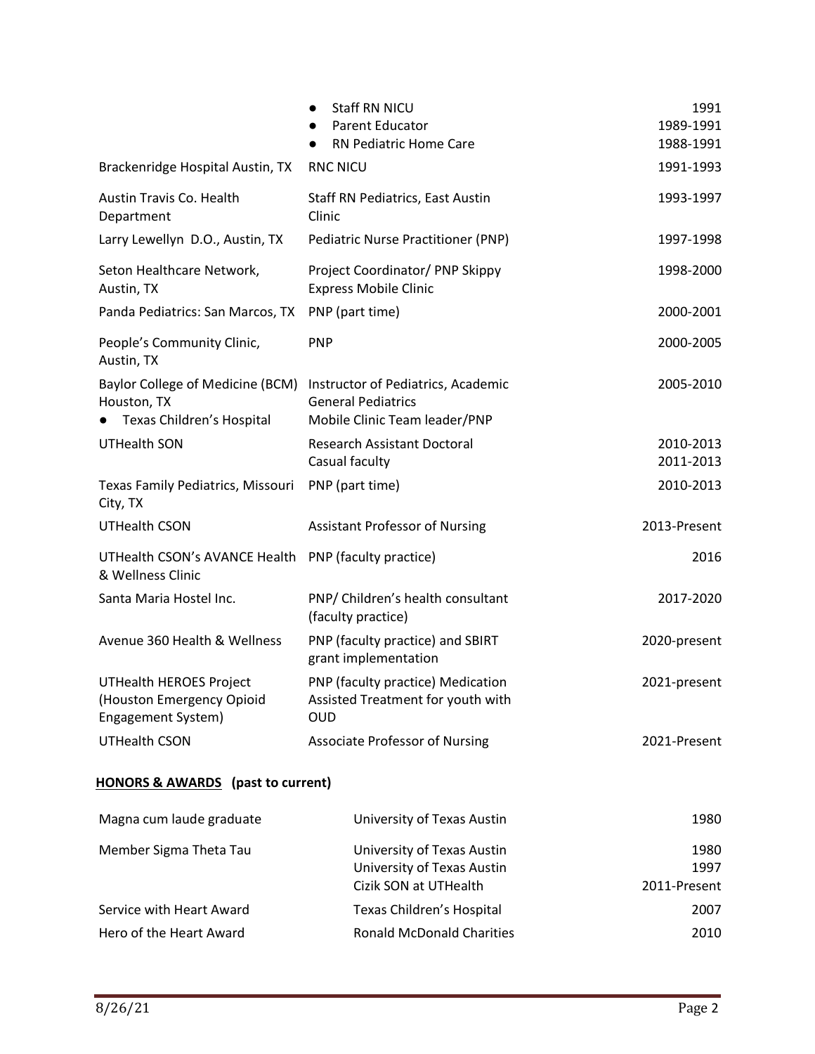| | | |
|---|---|---|
| | • Staff RN NICU<br>• Parent Educator<br>• RN Pediatric Home Care | 1991<br>1989-1991<br>1988-1991 |
| Brackenridge Hospital Austin, TX | RNC NICU | 1991-1993 |
| Austin Travis Co. Health Department | Staff RN Pediatrics, East Austin Clinic | 1993-1997 |
| Larry Lewellyn D.O., Austin, TX | Pediatric Nurse Practitioner (PNP) | 1997-1998 |
| Seton Healthcare Network, Austin, TX | Project Coordinator/ PNP Skippy Express Mobile Clinic | 1998-2000 |
| Panda Pediatrics: San Marcos, TX | PNP (part time) | 2000-2001 |
| People's Community Clinic, Austin, TX | PNP | 2000-2005 |
| Baylor College of Medicine (BCM) Houston, TX<br>• Texas Children's Hospital | Instructor of Pediatrics, Academic General Pediatrics<br>Mobile Clinic Team leader/PNP | 2005-2010 |
| UTHealth SON | Research Assistant Doctoral<br>Casual faculty | 2010-2013<br>2011-2013 |
| Texas Family Pediatrics, Missouri City, TX | PNP (part time) | 2010-2013 |
| UTHealth CSON | Assistant Professor of Nursing | 2013-Present |
| UTHealth CSON's AVANCE Health & Wellness Clinic | PNP (faculty practice) | 2016 |
| Santa Maria Hostel Inc. | PNP/ Children's health consultant (faculty practice) | 2017-2020 |
| Avenue 360 Health & Wellness | PNP (faculty practice) and SBIRT grant implementation | 2020-present |
| UTHealth HEROES Project (Houston Emergency Opioid Engagement System) | PNP (faculty practice) Medication Assisted Treatment for youth with OUD | 2021-present |
| UTHealth CSON | Associate Professor of Nursing | 2021-Present |

**HONORS & AWARDS (past to current)**

| | | |
|---|---|---|
| Magna cum laude graduate | University of Texas Austin | 1980 |
| Member Sigma Theta Tau | University of Texas Austin<br>University of Texas Austin<br>Cizik SON at UTHealth | 1980<br>1997<br>2011-Present |
| Service with Heart Award | Texas Children's Hospital | 2007 |
| Hero of the Heart Award | Ronald McDonald Charities | 2010 |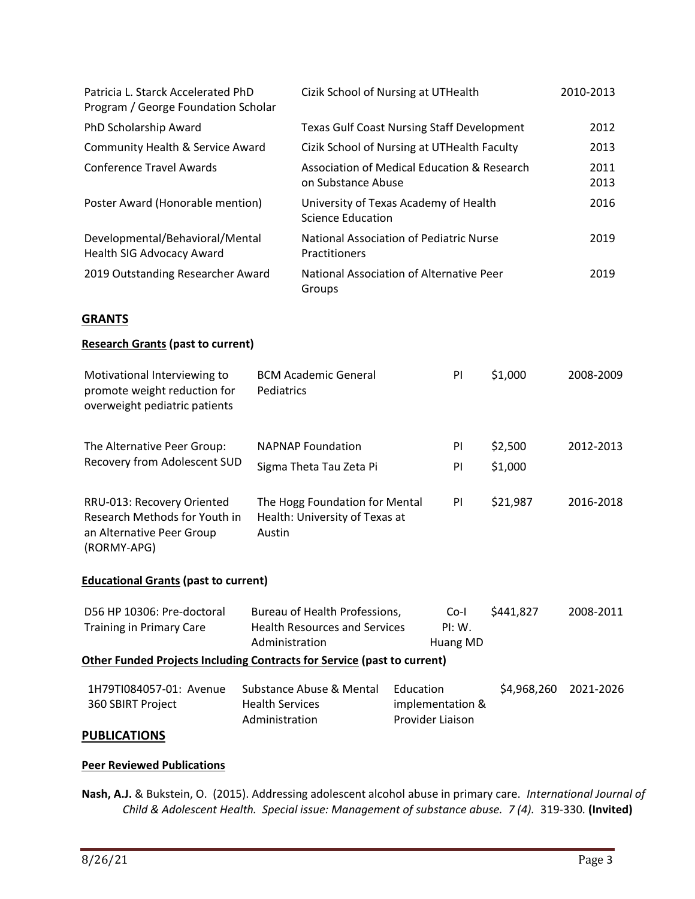| | | |
|---|---|---|
| Patricia L. Starck Accelerated PhD Program / George Foundation Scholar | Cizik School of Nursing at UTHealth | 2010-2013 |
| PhD Scholarship Award | Texas Gulf Coast Nursing Staff Development | 2012 |
| Community Health & Service Award | Cizik School of Nursing at UTHealth Faculty | 2013 |
| Conference Travel Awards | Association of Medical Education & Research on Substance Abuse | 2011 2013 |
| Poster Award (Honorable mention) | University of Texas Academy of Health Science Education | 2016 |
| Developmental/Behavioral/Mental Health SIG Advocacy Award | National Association of Pediatric Nurse Practitioners | 2019 |
| 2019 Outstanding Researcher Award | National Association of Alternative Peer Groups | 2019 |

## GRANTS

### Research Grants (past to current)

| | | | | |
|---|---|---|---|---|
| Motivational Interviewing to promote weight reduction for overweight pediatric patients | BCM Academic General Pediatrics | PI | $1,000 | 2008-2009 |
| The Alternative Peer Group: Recovery from Adolescent SUD | NAPNAP Foundation | PI | $2,500 | 2012-2013 |
| | Sigma Theta Tau Zeta Pi | PI | $1,000 | |
| RRU-013: Recovery Oriented Research Methods for Youth in an Alternative Peer Group (RORMY-APG) | The Hogg Foundation for Mental Health: University of Texas at Austin | PI | $21,987 | 2016-2018 |

### Educational Grants (past to current)

| | | | | |
|---|---|---|---|---|
| D56 HP 10306: Pre-doctoral Training in Primary Care | Bureau of Health Professions, Health Resources and Services Administration | Co-I PI: W. Huang MD | $441,827 | 2008-2011 |

### Other Funded Projects Including Contracts for Service (past to current)

| | | | | |
|---|---|---|---|---|
| 1H79TI084057-01: Avenue 360 SBIRT Project | Substance Abuse & Mental Health Services Administration | Education implementation & Provider Liaison | $4,968,260 | 2021-2026 |

## PUBLICATIONS

### Peer Reviewed Publications

**Nash, A.J.** & Bukstein, O. (2015). Addressing adolescent alcohol abuse in primary care. *International Journal of Child & Adolescent Health. Special issue: Management of substance abuse. 7 (4).* 319-330. **(Invited)**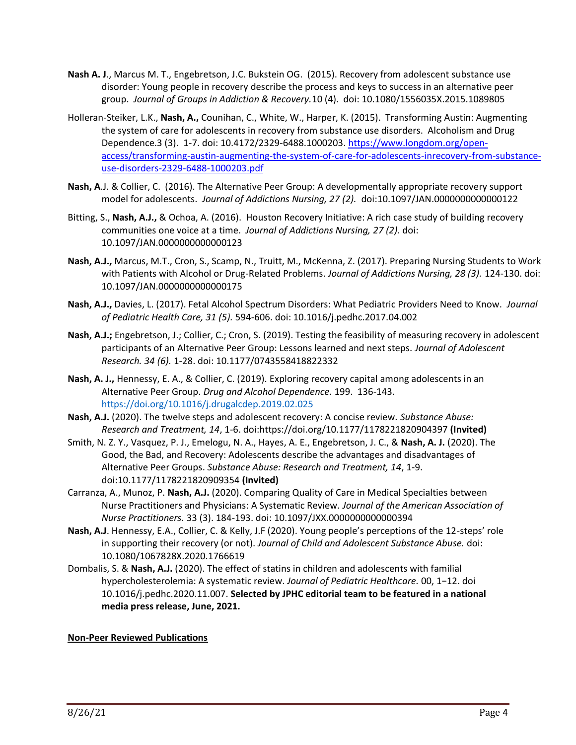**Nash A. J**., Marcus M. T., Engebretson, J.C. Bukstein OG. (2015). Recovery from adolescent substance use disorder: Young people in recovery describe the process and keys to success in an alternative peer group. *Journal of Groups in Addiction & Recovery.*10 (4). doi: 10.1080/1556035X.2015.1089805

Holleran-Steiker, L.K., **Nash, A.,** Counihan, C., White, W., Harper, K. (2015). Transforming Austin: Augmenting the system of care for adolescents in recovery from substance use disorders. Alcoholism and Drug Dependence.3 (3). 1-7. doi: 10.4172/2329-6488.1000203. https://www.longdom.org/open-access/transforming-austin-augmenting-the-system-of-care-for-adolescents-inrecovery-from-substance-use-disorders-2329-6488-1000203.pdf

**Nash, A**.J. & Collier, C. (2016). The Alternative Peer Group: A developmentally appropriate recovery support model for adolescents. *Journal of Addictions Nursing, 27 (2).* doi:10.1097/JAN.0000000000000122

Bitting, S., **Nash, A.J.,** & Ochoa, A. (2016). Houston Recovery Initiative: A rich case study of building recovery communities one voice at a time. *Journal of Addictions Nursing, 27 (2).* doi: 10.1097/JAN.0000000000000123

**Nash, A.J.,** Marcus, M.T., Cron, S., Scamp, N., Truitt, M., McKenna, Z. (2017). Preparing Nursing Students to Work with Patients with Alcohol or Drug-Related Problems. *Journal of Addictions Nursing, 28 (3).* 124-130. doi: 10.1097/JAN.0000000000000175

**Nash, A.J.,** Davies, L. (2017). Fetal Alcohol Spectrum Disorders: What Pediatric Providers Need to Know. *Journal of Pediatric Health Care, 31 (5).* 594-606. doi: 10.1016/j.pedhc.2017.04.002

**Nash, A.J.;** Engebretson, J.; Collier, C.; Cron, S. (2019). Testing the feasibility of measuring recovery in adolescent participants of an Alternative Peer Group: Lessons learned and next steps. *Journal of Adolescent Research. 34 (6).* 1-28. doi: 10.1177/0743558418822332

**Nash, A. J.,** Hennessy, E. A., & Collier, C. (2019). Exploring recovery capital among adolescents in an Alternative Peer Group. *Drug and Alcohol Dependence.* 199. 136-143. https://doi.org/10.1016/j.drugalcdep.2019.02.025

**Nash, A.J.** (2020). The twelve steps and adolescent recovery: A concise review. *Substance Abuse: Research and Treatment, 14*, 1-6. doi:https://doi.org/10.1177/1178221820904397 **(Invited)**

Smith, N. Z. Y., Vasquez, P. J., Emelogu, N. A., Hayes, A. E., Engebretson, J. C., & **Nash, A. J.** (2020). The Good, the Bad, and Recovery: Adolescents describe the advantages and disadvantages of Alternative Peer Groups. *Substance Abuse: Research and Treatment, 14*, 1-9. doi:10.1177/1178221820909354 **(Invited)**

Carranza, A., Munoz, P. **Nash, A.J.** (2020). Comparing Quality of Care in Medical Specialties between Nurse Practitioners and Physicians: A Systematic Review. *Journal of the American Association of Nurse Practitioners.* 33 (3). 184-193. doi: 10.1097/JXX.0000000000000394

**Nash, A.J**. Hennessy, E.A., Collier, C. & Kelly, J.F (2020). Young people's perceptions of the 12-steps' role in supporting their recovery (or not). *Journal of Child and Adolescent Substance Abuse.* doi: 10.1080/1067828X.2020.1766619

Dombalis, S. & **Nash, A.J.** (2020). The effect of statins in children and adolescents with familial hypercholesterolemia: A systematic review. *Journal of Pediatric Healthcare.* 00, 1−12. doi 10.1016/j.pedhc.2020.11.007. **Selected by JPHC editorial team to be featured in a national media press release, June, 2021.**

**Non-Peer Reviewed Publications**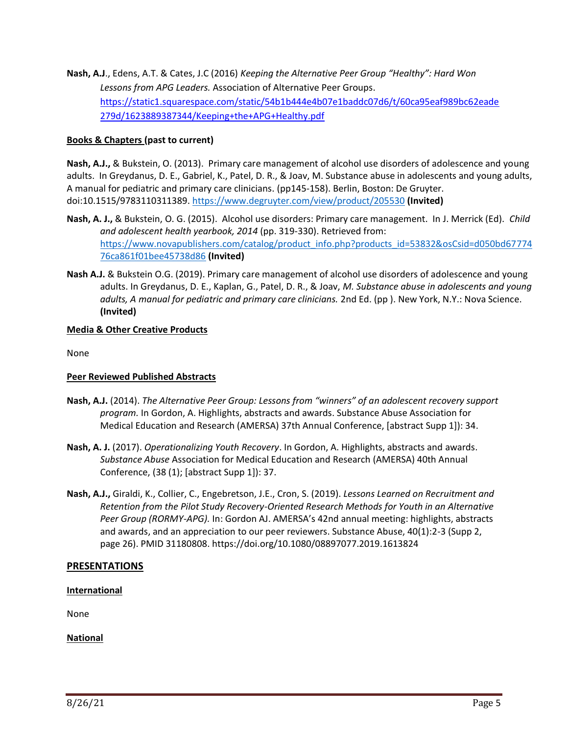**Nash, A.J**., Edens, A.T. & Cates, J.C (2016) *Keeping the Alternative Peer Group "Healthy": Hard Won Lessons from APG Leaders.* Association of Alternative Peer Groups. https://static1.squarespace.com/static/54b1b444e4b07e1baddc07d6/t/60ca95eaf989bc62eade279d/1623889387344/Keeping+the+APG+Healthy.pdf

**Books & Chapters (past to current)**

**Nash, A.J.,** & Bukstein, O. (2013). Primary care management of alcohol use disorders of adolescence and young adults. In Greydanus, D. E., Gabriel, K., Patel, D. R., & Joav, M. Substance abuse in adolescents and young adults, A manual for pediatric and primary care clinicians. (pp145-158). Berlin, Boston: De Gruyter. doi:10.1515/9783110311389. https://www.degruyter.com/view/product/205530 **(Invited)**

**Nash, A. J.,** & Bukstein, O. G. (2015). Alcohol use disorders: Primary care management. In J. Merrick (Ed). *Child and adolescent health yearbook, 2014* (pp. 319-330). Retrieved from: https://www.novapublishers.com/catalog/product_info.php?products_id=53832&osCsid=d050bd6777476ca861f01bee45738d86 **(Invited)**

**Nash A.J.** & Bukstein O.G. (2019). Primary care management of alcohol use disorders of adolescence and young adults. In Greydanus, D. E., Kaplan, G., Patel, D. R., & Joav, *M. Substance abuse in adolescents and young adults, A manual for pediatric and primary care clinicians.* 2nd Ed. (pp ). New York, N.Y.: Nova Science. **(Invited)**

**Media & Other Creative Products**

None

**Peer Reviewed Published Abstracts**

**Nash, A.J.** (2014). *The Alternative Peer Group: Lessons from "winners" of an adolescent recovery support program.* In Gordon, A. Highlights, abstracts and awards. Substance Abuse Association for Medical Education and Research (AMERSA) 37th Annual Conference, [abstract Supp 1]): 34.

**Nash, A. J.** (2017). *Operationalizing Youth Recovery*. In Gordon, A. Highlights, abstracts and awards. *Substance Abuse* Association for Medical Education and Research (AMERSA) 40th Annual Conference, (38 (1); [abstract Supp 1]): 37.

**Nash, A.J.,** Giraldi, K., Collier, C., Engebretson, J.E., Cron, S. (2019). *Lessons Learned on Recruitment and Retention from the Pilot Study Recovery-Oriented Research Methods for Youth in an Alternative Peer Group (RORMY-APG).* In: Gordon AJ. AMERSA's 42nd annual meeting: highlights, abstracts and awards, and an appreciation to our peer reviewers. Substance Abuse, 40(1):2-3 (Supp 2, page 26). PMID 31180808. https://doi.org/10.1080/08897077.2019.1613824

## PRESENTATIONS

**International**

None

**National**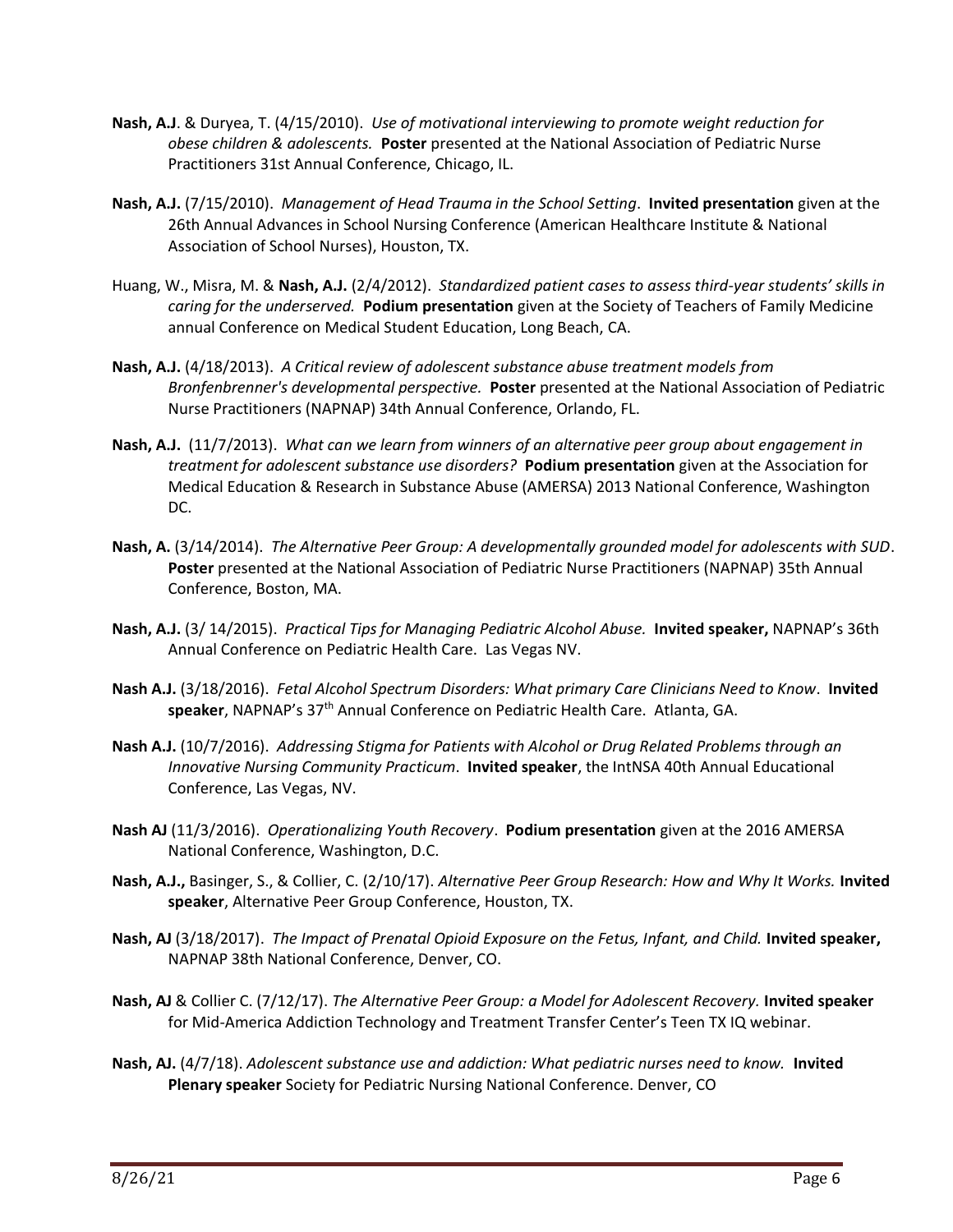**Nash, A.J**. & Duryea, T. (4/15/2010). *Use of motivational interviewing to promote weight reduction for obese children & adolescents.* **Poster** presented at the National Association of Pediatric Nurse Practitioners 31st Annual Conference, Chicago, IL.

**Nash, A.J.** (7/15/2010). *Management of Head Trauma in the School Setting*. **Invited presentation** given at the 26th Annual Advances in School Nursing Conference (American Healthcare Institute & National Association of School Nurses), Houston, TX.

Huang, W., Misra, M. & **Nash, A.J.** (2/4/2012). *Standardized patient cases to assess third-year students' skills in caring for the underserved.* **Podium presentation** given at the Society of Teachers of Family Medicine annual Conference on Medical Student Education, Long Beach, CA.

**Nash, A.J.** (4/18/2013). *A Critical review of adolescent substance abuse treatment models from Bronfenbrenner's developmental perspective.* **Poster** presented at the National Association of Pediatric Nurse Practitioners (NAPNAP) 34th Annual Conference, Orlando, FL.

**Nash, A.J.** (11/7/2013). *What can we learn from winners of an alternative peer group about engagement in treatment for adolescent substance use disorders?* **Podium presentation** given at the Association for Medical Education & Research in Substance Abuse (AMERSA) 2013 National Conference, Washington DC.

**Nash, A.** (3/14/2014). *The Alternative Peer Group: A developmentally grounded model for adolescents with SUD*. **Poster** presented at the National Association of Pediatric Nurse Practitioners (NAPNAP) 35th Annual Conference, Boston, MA.

**Nash, A.J.** (3/ 14/2015). *Practical Tips for Managing Pediatric Alcohol Abuse.* **Invited speaker,** NAPNAP's 36th Annual Conference on Pediatric Health Care. Las Vegas NV.

**Nash A.J.** (3/18/2016). *Fetal Alcohol Spectrum Disorders: What primary Care Clinicians Need to Know*. **Invited speaker**, NAPNAP's 37th Annual Conference on Pediatric Health Care. Atlanta, GA.

**Nash A.J.** (10/7/2016). *Addressing Stigma for Patients with Alcohol or Drug Related Problems through an Innovative Nursing Community Practicum*. **Invited speaker**, the IntNSA 40th Annual Educational Conference, Las Vegas, NV.

**Nash AJ** (11/3/2016). *Operationalizing Youth Recovery*. **Podium presentation** given at the 2016 AMERSA National Conference, Washington, D.C.

**Nash, A.J.,** Basinger, S., & Collier, C. (2/10/17). *Alternative Peer Group Research: How and Why It Works.* **Invited speaker**, Alternative Peer Group Conference, Houston, TX.

**Nash, AJ** (3/18/2017). *The Impact of Prenatal Opioid Exposure on the Fetus, Infant, and Child.* **Invited speaker,** NAPNAP 38th National Conference, Denver, CO.

**Nash, AJ** & Collier C. (7/12/17). *The Alternative Peer Group: a Model for Adolescent Recovery.* **Invited speaker** for Mid-America Addiction Technology and Treatment Transfer Center's Teen TX IQ webinar.

**Nash, AJ.** (4/7/18). *Adolescent substance use and addiction: What pediatric nurses need to know.* **Invited Plenary speaker** Society for Pediatric Nursing National Conference. Denver, CO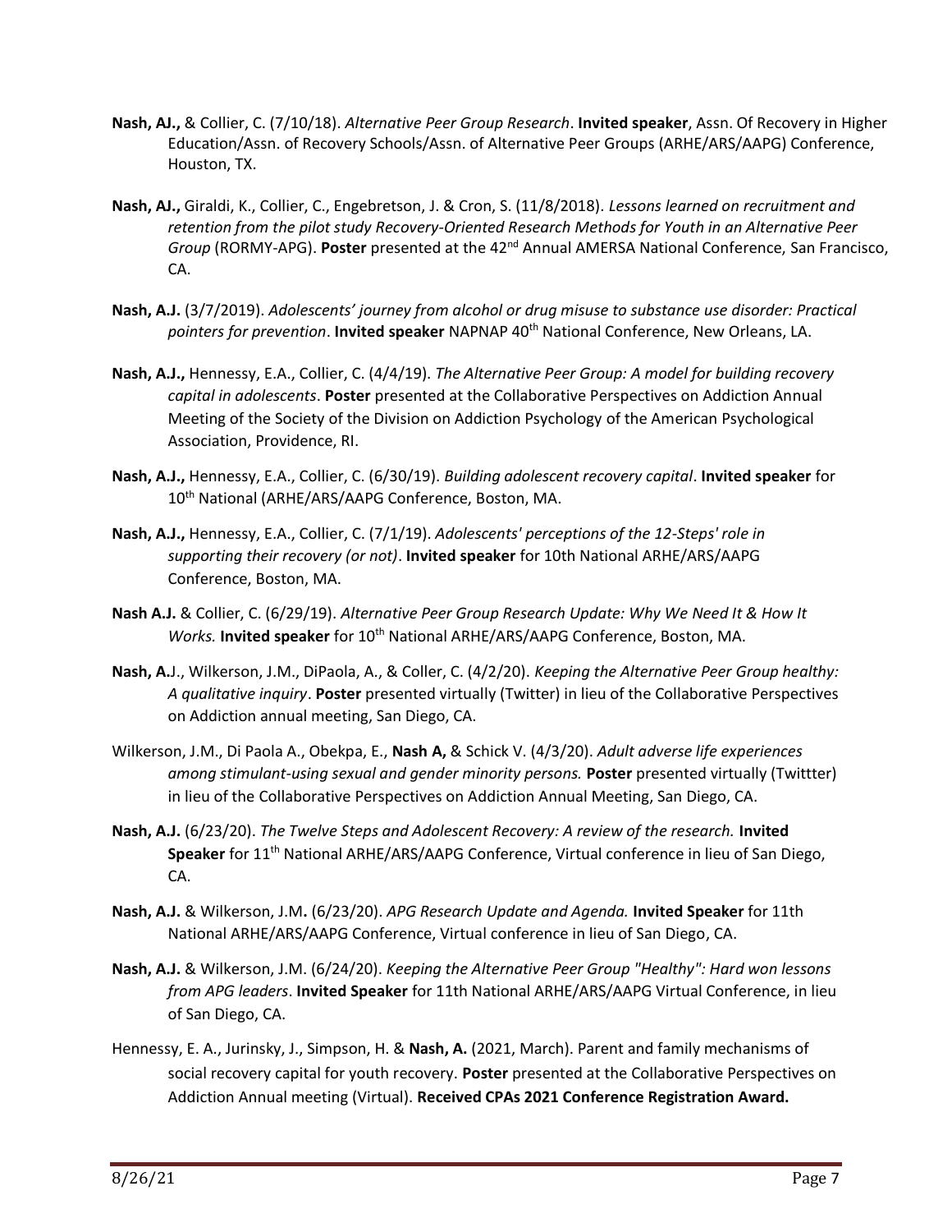**Nash, AJ.,** & Collier, C. (7/10/18). *Alternative Peer Group Research*. **Invited speaker**, Assn. Of Recovery in Higher Education/Assn. of Recovery Schools/Assn. of Alternative Peer Groups (ARHE/ARS/AAPG) Conference, Houston, TX.

**Nash, AJ.,** Giraldi, K., Collier, C., Engebretson, J. & Cron, S. (11/8/2018). *Lessons learned on recruitment and retention from the pilot study Recovery-Oriented Research Methods for Youth in an Alternative Peer Group* (RORMY-APG). **Poster** presented at the 42nd Annual AMERSA National Conference, San Francisco, CA.

**Nash, A.J.** (3/7/2019). *Adolescents' journey from alcohol or drug misuse to substance use disorder: Practical pointers for prevention*. **Invited speaker** NAPNAP 40th National Conference, New Orleans, LA.

**Nash, A.J.,** Hennessy, E.A., Collier, C. (4/4/19). *The Alternative Peer Group: A model for building recovery capital in adolescents*. **Poster** presented at the Collaborative Perspectives on Addiction Annual Meeting of the Society of the Division on Addiction Psychology of the American Psychological Association, Providence, RI.

**Nash, A.J.,** Hennessy, E.A., Collier, C. (6/30/19). *Building adolescent recovery capital*. **Invited speaker** for 10th National (ARHE/ARS/AAPG Conference, Boston, MA.

**Nash, A.J.,** Hennessy, E.A., Collier, C. (7/1/19). *Adolescents' perceptions of the 12-Steps' role in supporting their recovery (or not)*. **Invited speaker** for 10th National ARHE/ARS/AAPG Conference, Boston, MA.

**Nash A.J.** & Collier, C. (6/29/19). *Alternative Peer Group Research Update: Why We Need It & How It Works.* **Invited speaker** for 10th National ARHE/ARS/AAPG Conference, Boston, MA.

**Nash, A.**J., Wilkerson, J.M., DiPaola, A., & Coller, C. (4/2/20). *Keeping the Alternative Peer Group healthy: A qualitative inquiry*. **Poster** presented virtually (Twitter) in lieu of the Collaborative Perspectives on Addiction annual meeting, San Diego, CA.

Wilkerson, J.M., Di Paola A., Obekpa, E., **Nash A,** & Schick V. (4/3/20). *Adult adverse life experiences among stimulant-using sexual and gender minority persons.* **Poster** presented virtually (Twittter) in lieu of the Collaborative Perspectives on Addiction Annual Meeting, San Diego, CA.

**Nash, A.J.** (6/23/20). *The Twelve Steps and Adolescent Recovery: A review of the research.* **Invited Speaker** for 11th National ARHE/ARS/AAPG Conference, Virtual conference in lieu of San Diego, CA.

**Nash, A.J.** & Wilkerson, J.M**.** (6/23/20). *APG Research Update and Agenda.* **Invited Speaker** for 11th National ARHE/ARS/AAPG Conference, Virtual conference in lieu of San Diego, CA.

**Nash, A.J.** & Wilkerson, J.M. (6/24/20). *Keeping the Alternative Peer Group "Healthy": Hard won lessons from APG leaders*. **Invited Speaker** for 11th National ARHE/ARS/AAPG Virtual Conference, in lieu of San Diego, CA.

Hennessy, E. A., Jurinsky, J., Simpson, H. & **Nash, A.** (2021, March). Parent and family mechanisms of social recovery capital for youth recovery. **Poster** presented at the Collaborative Perspectives on Addiction Annual meeting (Virtual). **Received CPAs 2021 Conference Registration Award.**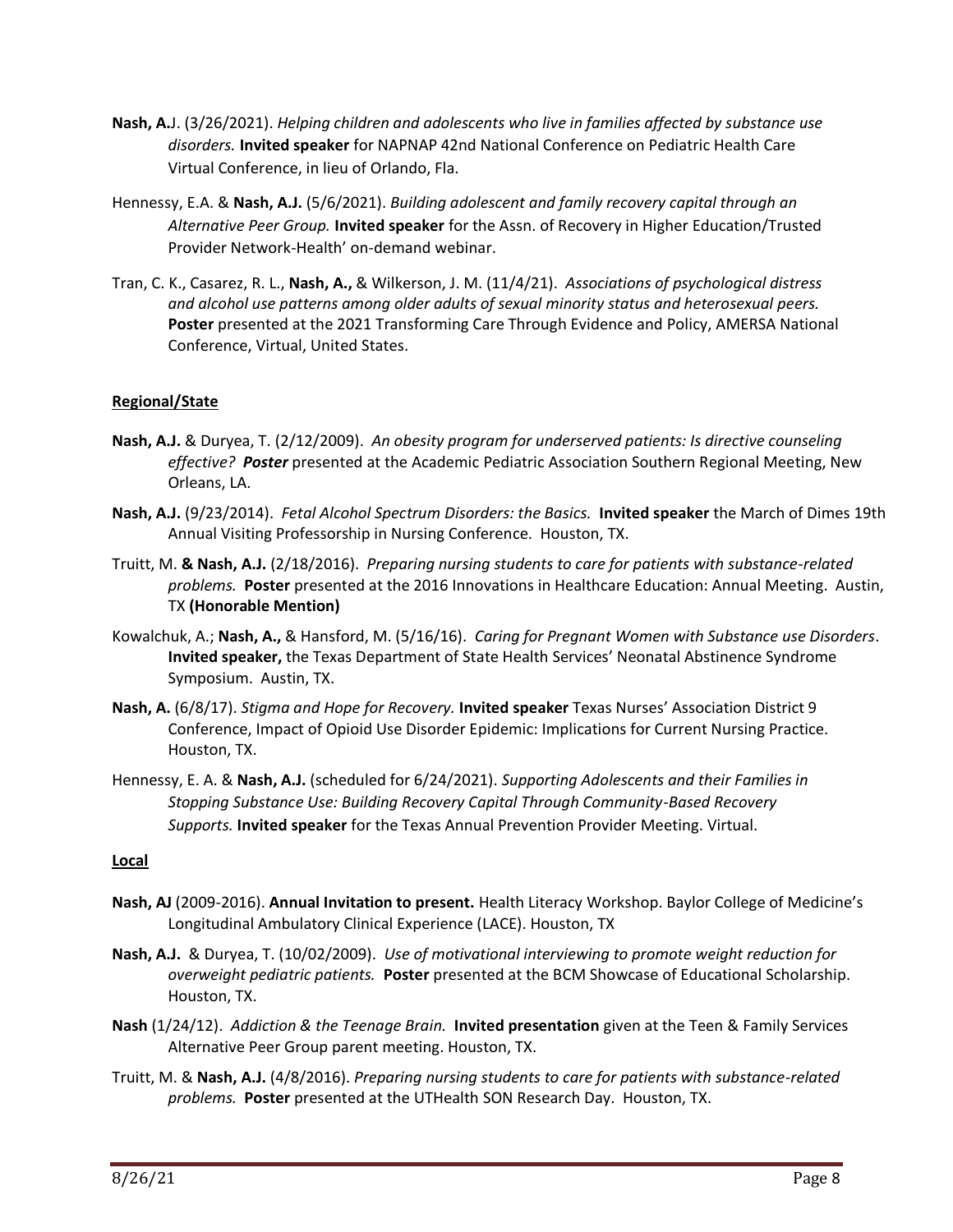**Nash, A.**J. (3/26/2021). *Helping children and adolescents who live in families affected by substance use disorders.* **Invited speaker** for NAPNAP 42nd National Conference on Pediatric Health Care Virtual Conference, in lieu of Orlando, Fla.

Hennessy, E.A. & **Nash, A.J.** (5/6/2021). *Building adolescent and family recovery capital through an Alternative Peer Group.* **Invited speaker** for the Assn. of Recovery in Higher Education/Trusted Provider Network-Health' on-demand webinar.

Tran, C. K., Casarez, R. L., **Nash, A.,** & Wilkerson, J. M. (11/4/21). *Associations of psychological distress and alcohol use patterns among older adults of sexual minority status and heterosexual peers.* **Poster** presented at the 2021 Transforming Care Through Evidence and Policy, AMERSA National Conference, Virtual, United States.

**Regional/State**

**Nash, A.J.** & Duryea, T. (2/12/2009). *An obesity program for underserved patients: Is directive counseling effective?* ***Poster*** presented at the Academic Pediatric Association Southern Regional Meeting, New Orleans, LA.

**Nash, A.J.** (9/23/2014). *Fetal Alcohol Spectrum Disorders: the Basics.* **Invited speaker** the March of Dimes 19th Annual Visiting Professorship in Nursing Conference. Houston, TX.

Truitt, M. **& Nash, A.J.** (2/18/2016). *Preparing nursing students to care for patients with substance-related problems.* **Poster** presented at the 2016 Innovations in Healthcare Education: Annual Meeting. Austin, TX **(Honorable Mention)**

Kowalchuk, A.; **Nash, A.,** & Hansford, M. (5/16/16). *Caring for Pregnant Women with Substance use Disorders*. **Invited speaker,** the Texas Department of State Health Services' Neonatal Abstinence Syndrome Symposium. Austin, TX.

**Nash, A.** (6/8/17). *Stigma and Hope for Recovery.* **Invited speaker** Texas Nurses' Association District 9 Conference, Impact of Opioid Use Disorder Epidemic: Implications for Current Nursing Practice. Houston, TX.

Hennessy, E. A. & **Nash, A.J.** (scheduled for 6/24/2021). *Supporting Adolescents and their Families in Stopping Substance Use: Building Recovery Capital Through Community-Based Recovery Supports.* **Invited speaker** for the Texas Annual Prevention Provider Meeting. Virtual.

**Local**

**Nash, AJ** (2009-2016). **Annual Invitation to present.** Health Literacy Workshop. Baylor College of Medicine's Longitudinal Ambulatory Clinical Experience (LACE). Houston, TX

**Nash, A.J.** & Duryea, T. (10/02/2009). *Use of motivational interviewing to promote weight reduction for overweight pediatric patients.* **Poster** presented at the BCM Showcase of Educational Scholarship. Houston, TX.

**Nash** (1/24/12). *Addiction & the Teenage Brain.* **Invited presentation** given at the Teen & Family Services Alternative Peer Group parent meeting. Houston, TX.

Truitt, M. & **Nash, A.J.** (4/8/2016). *Preparing nursing students to care for patients with substance-related problems.* **Poster** presented at the UTHealth SON Research Day. Houston, TX.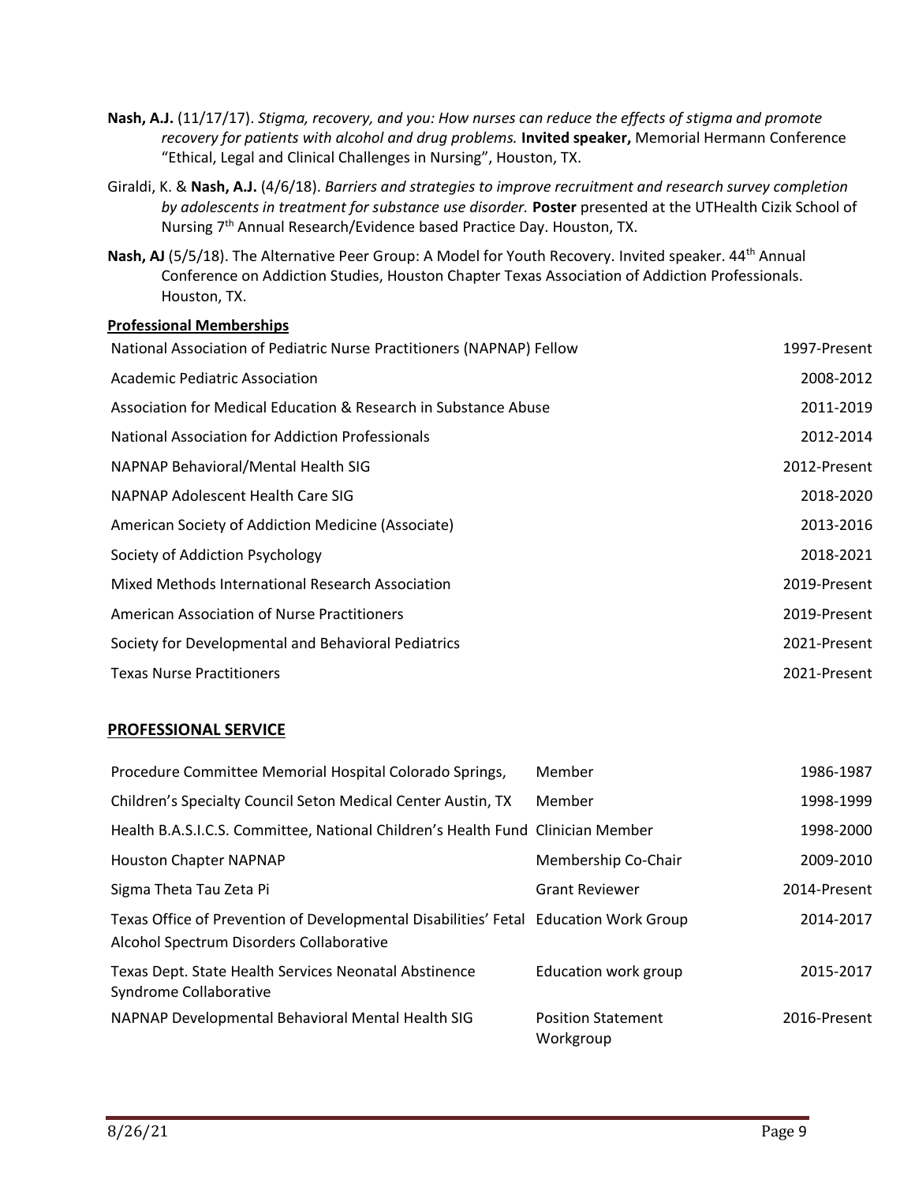**Nash, A.J.** (11/17/17). *Stigma, recovery, and you: How nurses can reduce the effects of stigma and promote recovery for patients with alcohol and drug problems.* **Invited speaker,** Memorial Hermann Conference "Ethical, Legal and Clinical Challenges in Nursing", Houston, TX.

Giraldi, K. & **Nash, A.J.** (4/6/18). *Barriers and strategies to improve recruitment and research survey completion by adolescents in treatment for substance use disorder.* **Poster** presented at the UTHealth Cizik School of Nursing 7th Annual Research/Evidence based Practice Day. Houston, TX.

**Nash, AJ** (5/5/18). The Alternative Peer Group: A Model for Youth Recovery. Invited speaker. 44th Annual Conference on Addiction Studies, Houston Chapter Texas Association of Addiction Professionals. Houston, TX.

**Professional Memberships**

| | |
|---|---|
| National Association of Pediatric Nurse Practitioners (NAPNAP) Fellow | 1997-Present |
| Academic Pediatric Association | 2008-2012 |
| Association for Medical Education & Research in Substance Abuse | 2011-2019 |
| National Association for Addiction Professionals | 2012-2014 |
| NAPNAP Behavioral/Mental Health SIG | 2012-Present |
| NAPNAP Adolescent Health Care SIG | 2018-2020 |
| American Society of Addiction Medicine (Associate) | 2013-2016 |
| Society of Addiction Psychology | 2018-2021 |
| Mixed Methods International Research Association | 2019-Present |
| American Association of Nurse Practitioners | 2019-Present |
| Society for Developmental and Behavioral Pediatrics | 2021-Present |
| Texas Nurse Practitioners | 2021-Present |

## PROFESSIONAL SERVICE

| | | |
|---|---|---|
| Procedure Committee Memorial Hospital Colorado Springs, | Member | 1986-1987 |
| Children's Specialty Council Seton Medical Center Austin, TX | Member | 1998-1999 |
| Health B.A.S.I.C.S. Committee, National Children's Health Fund | Clinician Member | 1998-2000 |
| Houston Chapter NAPNAP | Membership Co-Chair | 2009-2010 |
| Sigma Theta Tau Zeta Pi | Grant Reviewer | 2014-Present |
| Texas Office of Prevention of Developmental Disabilities' Fetal Alcohol Spectrum Disorders Collaborative | Education Work Group | 2014-2017 |
| Texas Dept. State Health Services Neonatal Abstinence Syndrome Collaborative | Education work group | 2015-2017 |
| NAPNAP Developmental Behavioral Mental Health SIG | Position Statement Workgroup | 2016-Present |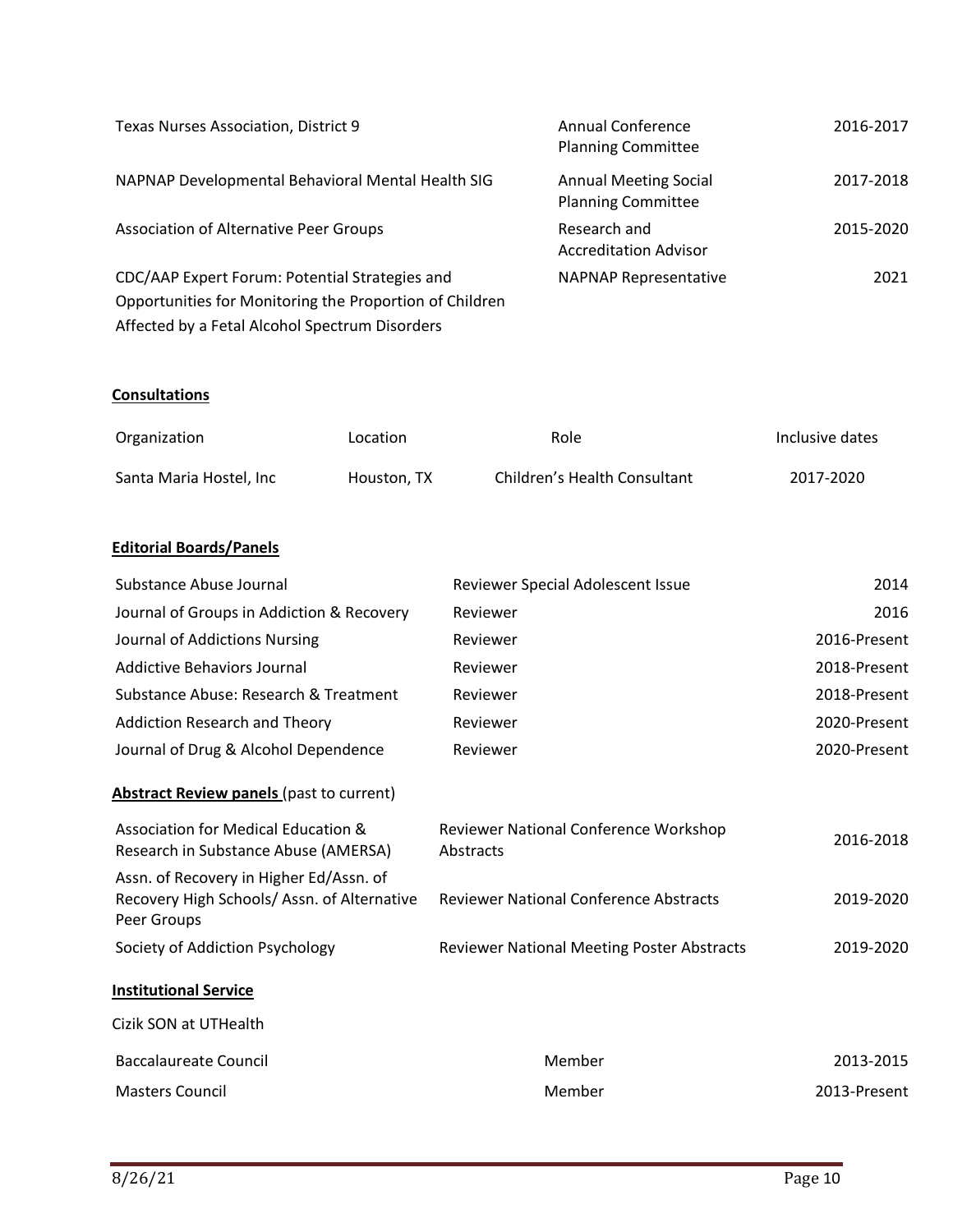| | | |
|---|---|---|
| Texas Nurses Association, District 9 | Annual Conference Planning Committee | 2016-2017 |
| NAPNAP Developmental Behavioral Mental Health SIG | Annual Meeting Social Planning Committee | 2017-2018 |
| Association of Alternative Peer Groups | Research and Accreditation Advisor | 2015-2020 |
| CDC/AAP Expert Forum: Potential Strategies and Opportunities for Monitoring the Proportion of Children Affected by a Fetal Alcohol Spectrum Disorders | NAPNAP Representative | 2021 |

**Consultations**

| Organization | Location | Role | Inclusive dates |
|---|---|---|---|
| Santa Maria Hostel, Inc | Houston, TX | Children's Health Consultant | 2017-2020 |

**Editorial Boards/Panels**

| | | |
|---|---|---|
| Substance Abuse Journal | Reviewer Special Adolescent Issue | 2014 |
| Journal of Groups in Addiction & Recovery | Reviewer | 2016 |
| Journal of Addictions Nursing | Reviewer | 2016-Present |
| Addictive Behaviors Journal | Reviewer | 2018-Present |
| Substance Abuse: Research & Treatment | Reviewer | 2018-Present |
| Addiction Research and Theory | Reviewer | 2020-Present |
| Journal of Drug & Alcohol Dependence | Reviewer | 2020-Present |

**Abstract Review panels** (past to current)

| | | |
|---|---|---|
| Association for Medical Education & Research in Substance Abuse (AMERSA) | Reviewer National Conference Workshop Abstracts | 2016-2018 |
| Assn. of Recovery in Higher Ed/Assn. of Recovery High Schools/ Assn. of Alternative Peer Groups | Reviewer National Conference Abstracts | 2019-2020 |
| Society of Addiction Psychology | Reviewer National Meeting Poster Abstracts | 2019-2020 |

**Institutional Service**

Cizik SON at UTHealth

| | | |
|---|---|---|
| Baccalaureate Council | Member | 2013-2015 |
| Masters Council | Member | 2013-Present |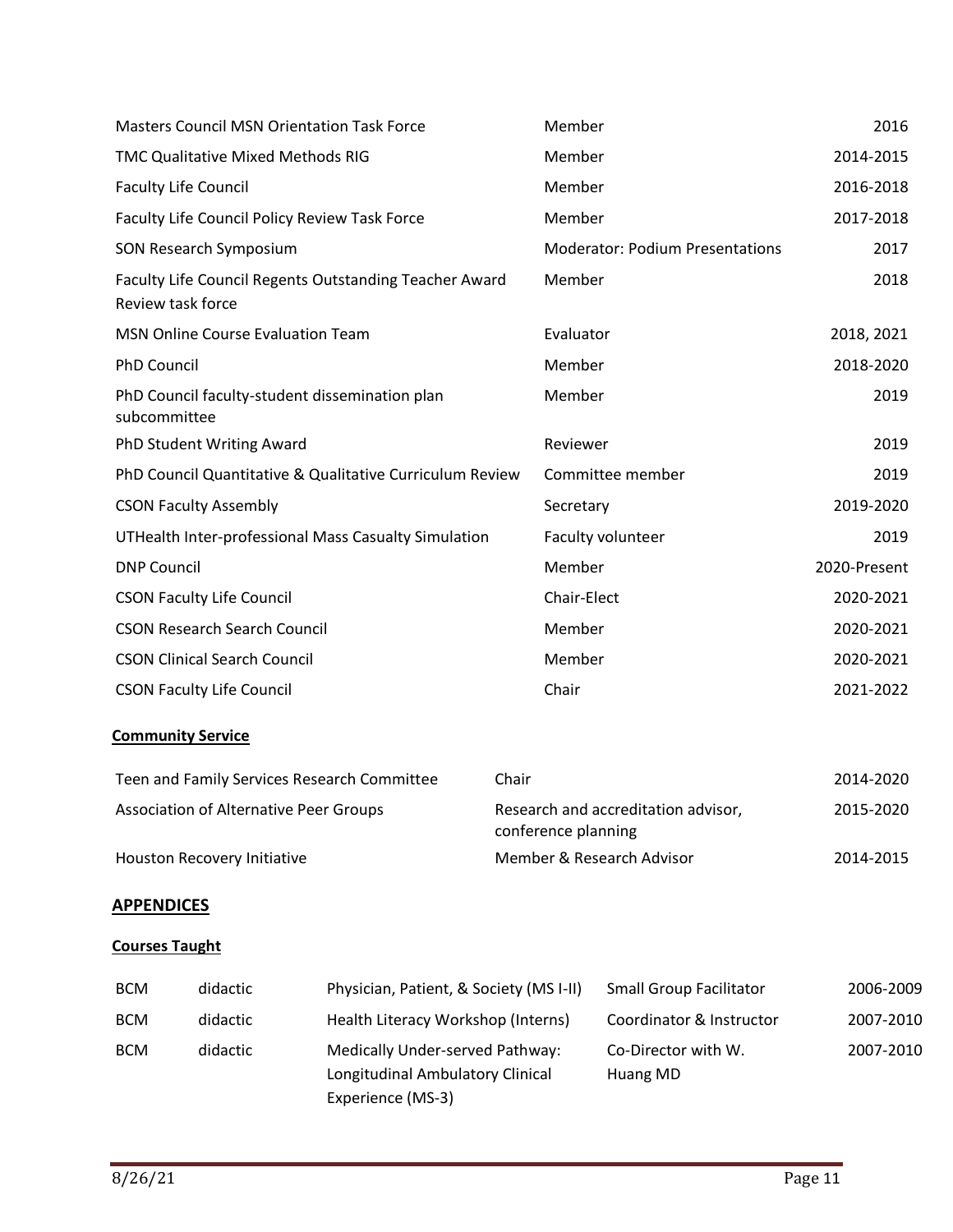| | | |
|---|---|---|
| Masters Council MSN Orientation Task Force | Member | 2016 |
| TMC Qualitative Mixed Methods RIG | Member | 2014-2015 |
| Faculty Life Council | Member | 2016-2018 |
| Faculty Life Council Policy Review Task Force | Member | 2017-2018 |
| SON Research Symposium | Moderator: Podium Presentations | 2017 |
| Faculty Life Council Regents Outstanding Teacher Award Review task force | Member | 2018 |
| MSN Online Course Evaluation Team | Evaluator | 2018, 2021 |
| PhD Council | Member | 2018-2020 |
| PhD Council faculty-student dissemination plan subcommittee | Member | 2019 |
| PhD Student Writing Award | Reviewer | 2019 |
| PhD Council Quantitative & Qualitative Curriculum Review | Committee member | 2019 |
| CSON Faculty Assembly | Secretary | 2019-2020 |
| UTHealth Inter-professional Mass Casualty Simulation | Faculty volunteer | 2019 |
| DNP Council | Member | 2020-Present |
| CSON Faculty Life Council | Chair-Elect | 2020-2021 |
| CSON Research Search Council | Member | 2020-2021 |
| CSON Clinical Search Council | Member | 2020-2021 |
| CSON Faculty Life Council | Chair | 2021-2022 |

**Community Service**

| | | |
|---|---|---|
| Teen and Family Services Research Committee | Chair | 2014-2020 |
| Association of Alternative Peer Groups | Research and accreditation advisor, conference planning | 2015-2020 |
| Houston Recovery Initiative | Member & Research Advisor | 2014-2015 |

## APPENDICES

**Courses Taught**

| | | | | |
|---|---|---|---|---|
| BCM | didactic | Physician, Patient, & Society (MS I-II) | Small Group Facilitator | 2006-2009 |
| BCM | didactic | Health Literacy Workshop (Interns) | Coordinator & Instructor | 2007-2010 |
| BCM | didactic | Medically Under-served Pathway: Longitudinal Ambulatory Clinical Experience (MS-3) | Co-Director with W. Huang MD | 2007-2010 |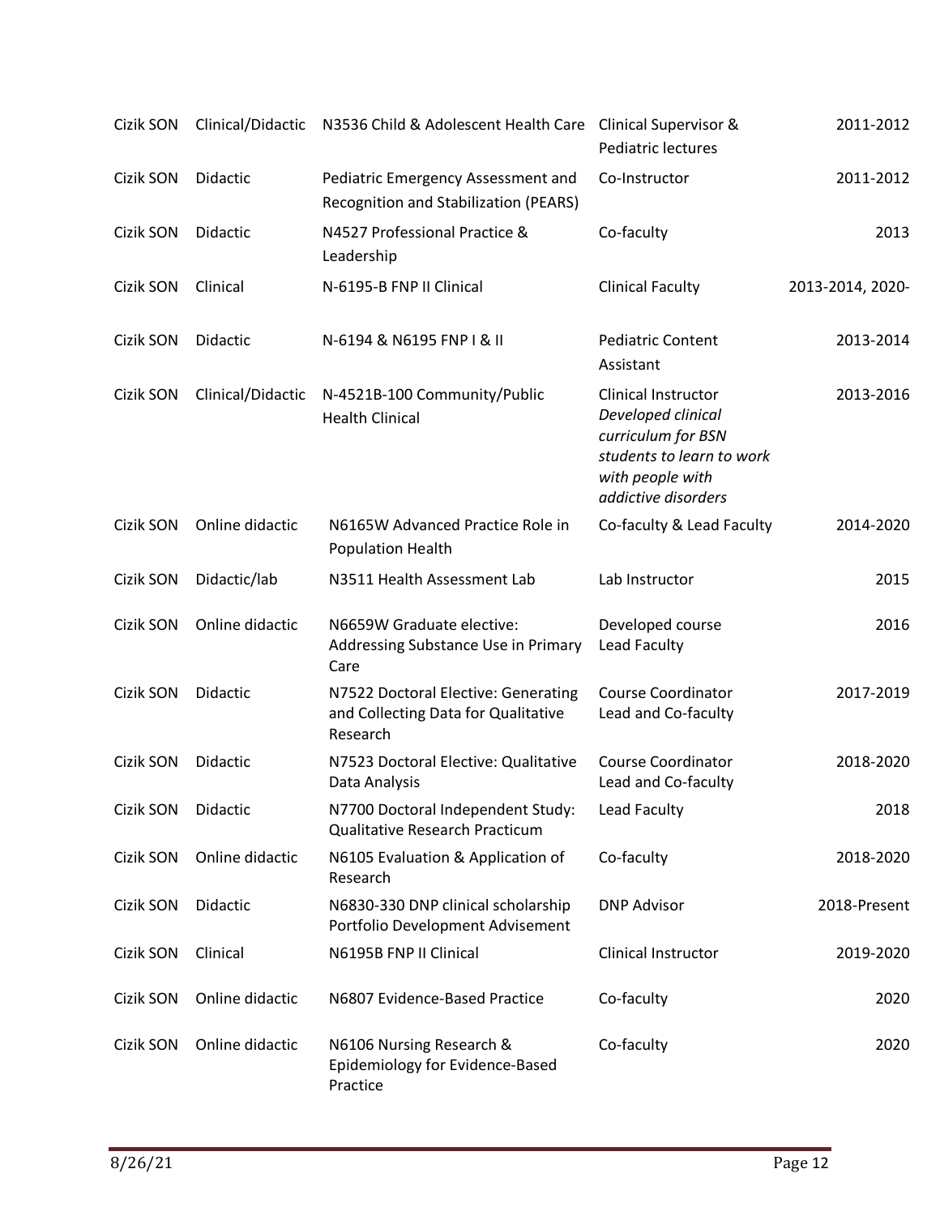| | | | | |
|---|---|---|---|---|
| Cizik SON | Clinical/Didactic | N3536 Child & Adolescent Health Care | Clinical Supervisor & Pediatric lectures | 2011-2012 |
| Cizik SON | Didactic | Pediatric Emergency Assessment and Recognition and Stabilization (PEARS) | Co-Instructor | 2011-2012 |
| Cizik SON | Didactic | N4527 Professional Practice & Leadership | Co-faculty | 2013 |
| Cizik SON | Clinical | N-6195-B FNP II Clinical | Clinical Faculty | 2013-2014, 2020- |
| Cizik SON | Didactic | N-6194 & N6195 FNP I & II | Pediatric Content Assistant | 2013-2014 |
| Cizik SON | Clinical/Didactic | N-4521B-100 Community/Public Health Clinical | Clinical Instructor *Developed clinical curriculum for BSN students to learn to work with people with addictive disorders* | 2013-2016 |
| Cizik SON | Online didactic | N6165W Advanced Practice Role in Population Health | Co-faculty & Lead Faculty | 2014-2020 |
| Cizik SON | Didactic/lab | N3511 Health Assessment Lab | Lab Instructor | 2015 |
| Cizik SON | Online didactic | N6659W Graduate elective: Addressing Substance Use in Primary Care | Developed course Lead Faculty | 2016 |
| Cizik SON | Didactic | N7522 Doctoral Elective: Generating and Collecting Data for Qualitative Research | Course Coordinator Lead and Co-faculty | 2017-2019 |
| Cizik SON | Didactic | N7523 Doctoral Elective: Qualitative Data Analysis | Course Coordinator Lead and Co-faculty | 2018-2020 |
| Cizik SON | Didactic | N7700 Doctoral Independent Study: Qualitative Research Practicum | Lead Faculty | 2018 |
| Cizik SON | Online didactic | N6105 Evaluation & Application of Research | Co-faculty | 2018-2020 |
| Cizik SON | Didactic | N6830-330 DNP clinical scholarship Portfolio Development Advisement | DNP Advisor | 2018-Present |
| Cizik SON | Clinical | N6195B FNP II Clinical | Clinical Instructor | 2019-2020 |
| Cizik SON | Online didactic | N6807 Evidence-Based Practice | Co-faculty | 2020 |
| Cizik SON | Online didactic | N6106 Nursing Research & Epidemiology for Evidence-Based Practice | Co-faculty | 2020 |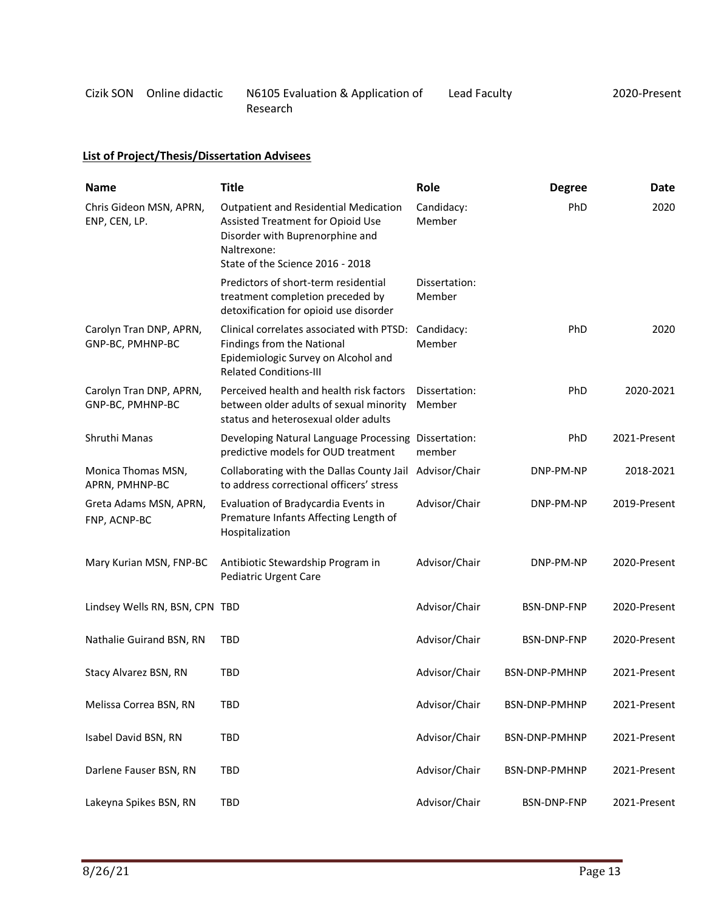| | | | | |
|---|---|---|---|---|
| Cizik SON | Online didactic | N6105 Evaluation & Application of Research | Lead Faculty | 2020-Present |

**List of Project/Thesis/Dissertation Advisees**

| Name | Title | Role | Degree | Date |
|---|---|---|---|---|
| Chris Gideon MSN, APRN, ENP, CEN, LP. | Outpatient and Residential Medication Assisted Treatment for Opioid Use Disorder with Buprenorphine and Naltrexone: State of the Science 2016 - 2018 | Candidacy: Member | PhD | 2020 |
| | Predictors of short-term residential treatment completion preceded by detoxification for opioid use disorder | Dissertation: Member | | |
| Carolyn Tran DNP, APRN, GNP-BC, PMHNP-BC | Clinical correlates associated with PTSD: Findings from the National Epidemiologic Survey on Alcohol and Related Conditions-III | Candidacy: Member | PhD | 2020 |
| Carolyn Tran DNP, APRN, GNP-BC, PMHNP-BC | Perceived health and health risk factors between older adults of sexual minority status and heterosexual older adults | Dissertation: Member | PhD | 2020-2021 |
| Shruthi Manas | Developing Natural Language Processing predictive models for OUD treatment | Dissertation: member | PhD | 2021-Present |
| Monica Thomas MSN, APRN, PMHNP-BC | Collaborating with the Dallas County Jail to address correctional officers' stress | Advisor/Chair | DNP-PM-NP | 2018-2021 |
| Greta Adams MSN, APRN, FNP, ACNP-BC | Evaluation of Bradycardia Events in Premature Infants Affecting Length of Hospitalization | Advisor/Chair | DNP-PM-NP | 2019-Present |
| Mary Kurian MSN, FNP-BC | Antibiotic Stewardship Program in Pediatric Urgent Care | Advisor/Chair | DNP-PM-NP | 2020-Present |
| Lindsey Wells RN, BSN, CPN | TBD | Advisor/Chair | BSN-DNP-FNP | 2020-Present |
| Nathalie Guirand BSN, RN | TBD | Advisor/Chair | BSN-DNP-FNP | 2020-Present |
| Stacy Alvarez BSN, RN | TBD | Advisor/Chair | BSN-DNP-PMHNP | 2021-Present |
| Melissa Correa BSN, RN | TBD | Advisor/Chair | BSN-DNP-PMHNP | 2021-Present |
| Isabel David BSN, RN | TBD | Advisor/Chair | BSN-DNP-PMHNP | 2021-Present |
| Darlene Fauser BSN, RN | TBD | Advisor/Chair | BSN-DNP-PMHNP | 2021-Present |
| Lakeyna Spikes BSN, RN | TBD | Advisor/Chair | BSN-DNP-FNP | 2021-Present |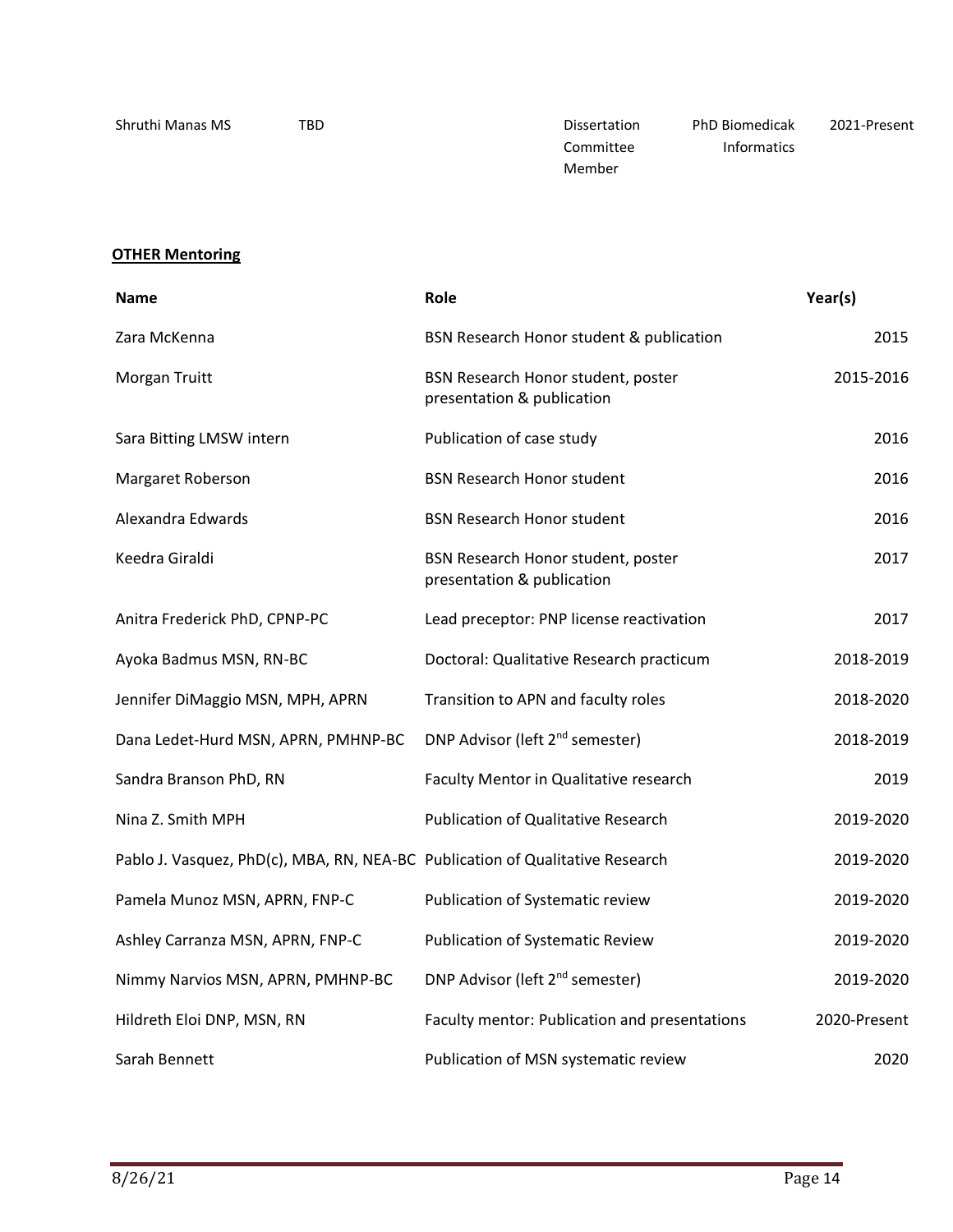| | | | | |
|---|---|---|---|---|
| Shruthi Manas MS | TBD | Dissertation Committee Member | PhD Biomedicak Informatics | 2021-Present |

**OTHER Mentoring**

| Name | Role | Year(s) |
|---|---|---|
| Zara McKenna | BSN Research Honor student & publication | 2015 |
| Morgan Truitt | BSN Research Honor student, poster presentation & publication | 2015-2016 |
| Sara Bitting LMSW intern | Publication of case study | 2016 |
| Margaret Roberson | BSN Research Honor student | 2016 |
| Alexandra Edwards | BSN Research Honor student | 2016 |
| Keedra Giraldi | BSN Research Honor student, poster presentation & publication | 2017 |
| Anitra Frederick PhD, CPNP-PC | Lead preceptor: PNP license reactivation | 2017 |
| Ayoka Badmus MSN, RN-BC | Doctoral: Qualitative Research practicum | 2018-2019 |
| Jennifer DiMaggio MSN, MPH, APRN | Transition to APN and faculty roles | 2018-2020 |
| Dana Ledet-Hurd MSN, APRN, PMHNP-BC | DNP Advisor (left 2nd semester) | 2018-2019 |
| Sandra Branson PhD, RN | Faculty Mentor in Qualitative research | 2019 |
| Nina Z. Smith MPH | Publication of Qualitative Research | 2019-2020 |
| Pablo J. Vasquez, PhD(c), MBA, RN, NEA-BC | Publication of Qualitative Research | 2019-2020 |
| Pamela Munoz MSN, APRN, FNP-C | Publication of Systematic review | 2019-2020 |
| Ashley Carranza MSN, APRN, FNP-C | Publication of Systematic Review | 2019-2020 |
| Nimmy Narvios MSN, APRN, PMHNP-BC | DNP Advisor (left 2nd semester) | 2019-2020 |
| Hildreth Eloi DNP, MSN, RN | Faculty mentor: Publication and presentations | 2020-Present |
| Sarah Bennett | Publication of MSN systematic review | 2020 |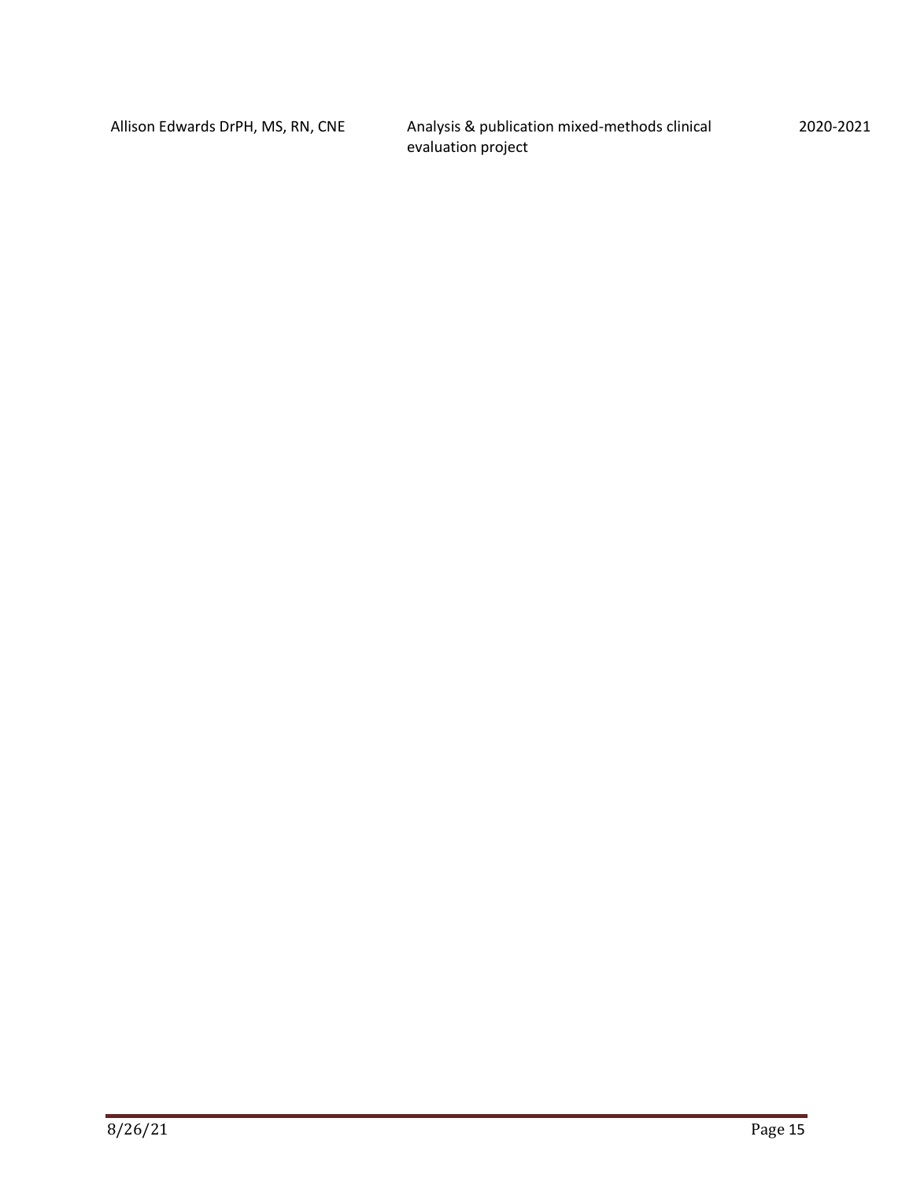| | | |
|---|---|---|
| Allison Edwards DrPH, MS, RN, CNE | Analysis & publication mixed-methods clinical evaluation project | 2020-2021 |